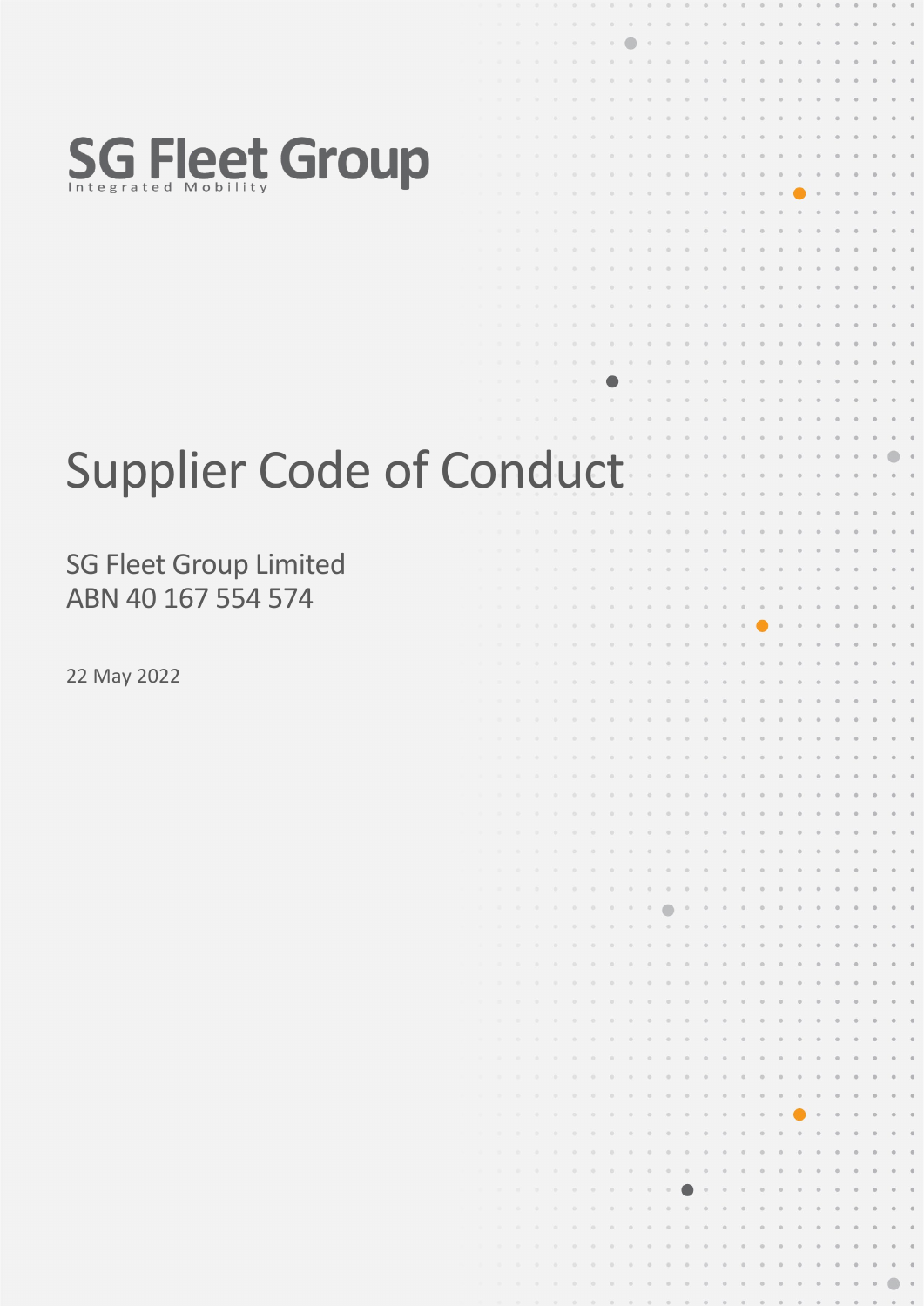SG Fleet Group

Integrated Mobility

# Supplier Code of Conduct

SG Fleet Group Limited
ABN 40 167 554 574

22 May 2022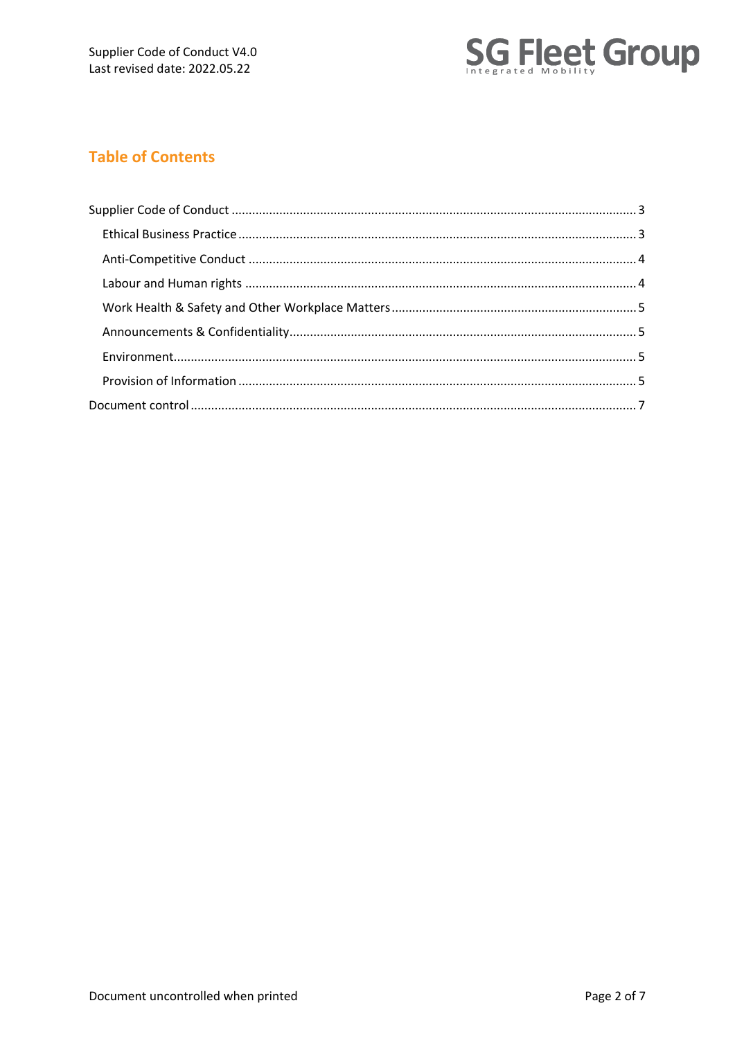## Table of Contents

- Supplier Code of Conduct ..... 3
  - Ethical Business Practice ..... 3
  - Anti-Competitive Conduct ..... 4
  - Labour and Human rights ..... 4
  - Work Health & Safety and Other Workplace Matters ..... 5
  - Announcements & Confidentiality ..... 5
  - Environment ..... 5
  - Provision of Information ..... 5
- Document control ..... 7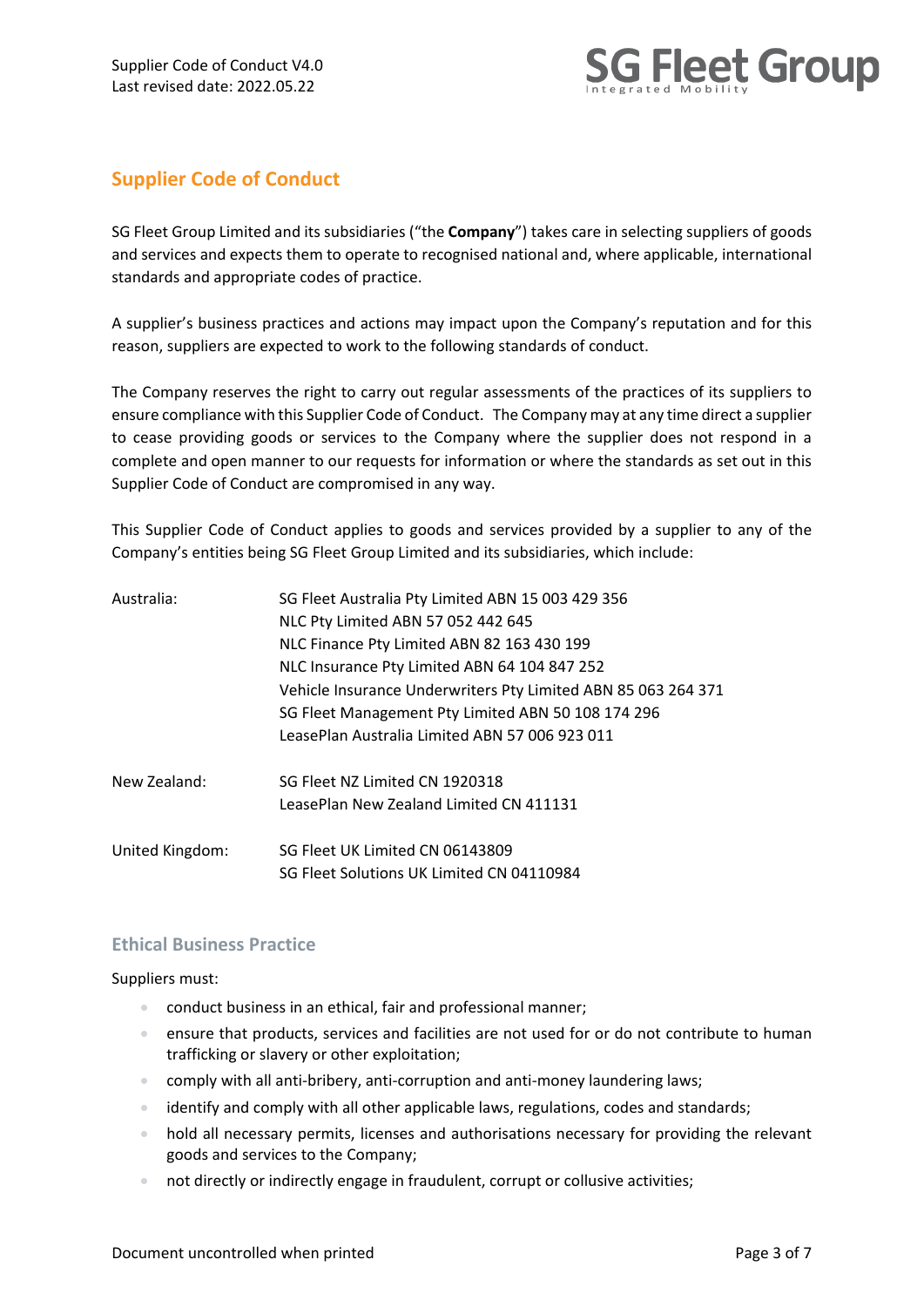## Supplier Code of Conduct

SG Fleet Group Limited and its subsidiaries ("the **Company**") takes care in selecting suppliers of goods and services and expects them to operate to recognised national and, where applicable, international standards and appropriate codes of practice.

A supplier's business practices and actions may impact upon the Company's reputation and for this reason, suppliers are expected to work to the following standards of conduct.

The Company reserves the right to carry out regular assessments of the practices of its suppliers to ensure compliance with this Supplier Code of Conduct. The Company may at any time direct a supplier to cease providing goods or services to the Company where the supplier does not respond in a complete and open manner to our requests for information or where the standards as set out in this Supplier Code of Conduct are compromised in any way.

This Supplier Code of Conduct applies to goods and services provided by a supplier to any of the Company's entities being SG Fleet Group Limited and its subsidiaries, which include:

| | |
|---|---|
| Australia: | SG Fleet Australia Pty Limited ABN 15 003 429 356<br>NLC Pty Limited ABN 57 052 442 645<br>NLC Finance Pty Limited ABN 82 163 430 199<br>NLC Insurance Pty Limited ABN 64 104 847 252<br>Vehicle Insurance Underwriters Pty Limited ABN 85 063 264 371<br>SG Fleet Management Pty Limited ABN 50 108 174 296<br>LeasePlan Australia Limited ABN 57 006 923 011 |
| New Zealand: | SG Fleet NZ Limited CN 1920318<br>LeasePlan New Zealand Limited CN 411131 |
| United Kingdom: | SG Fleet UK Limited CN 06143809<br>SG Fleet Solutions UK Limited CN 04110984 |

### Ethical Business Practice

Suppliers must:

- conduct business in an ethical, fair and professional manner;
- ensure that products, services and facilities are not used for or do not contribute to human trafficking or slavery or other exploitation;
- comply with all anti-bribery, anti-corruption and anti-money laundering laws;
- identify and comply with all other applicable laws, regulations, codes and standards;
- hold all necessary permits, licenses and authorisations necessary for providing the relevant goods and services to the Company;
- not directly or indirectly engage in fraudulent, corrupt or collusive activities;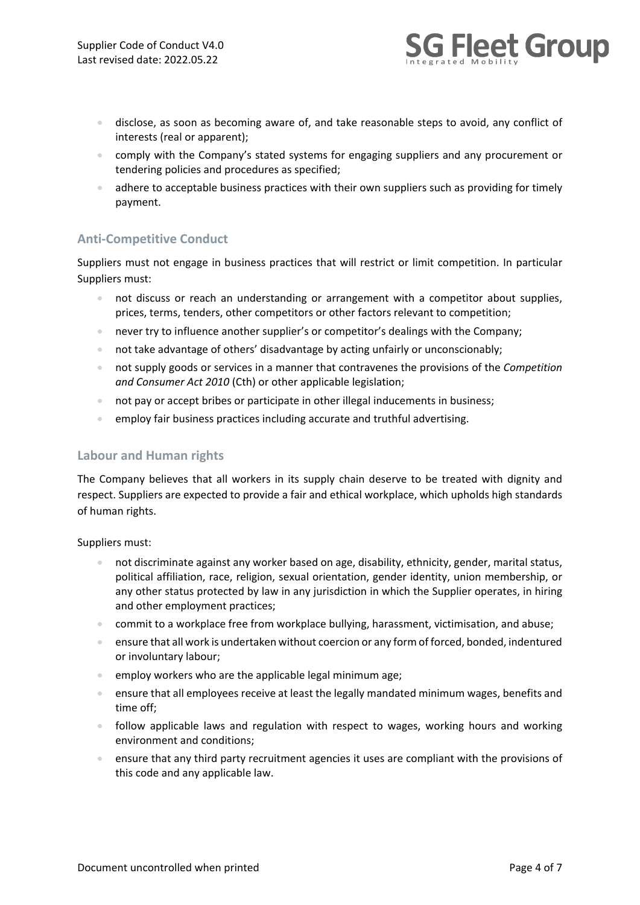- disclose, as soon as becoming aware of, and take reasonable steps to avoid, any conflict of interests (real or apparent);
- comply with the Company's stated systems for engaging suppliers and any procurement or tendering policies and procedures as specified;
- adhere to acceptable business practices with their own suppliers such as providing for timely payment.

## Anti-Competitive Conduct

Suppliers must not engage in business practices that will restrict or limit competition. In particular Suppliers must:

- not discuss or reach an understanding or arrangement with a competitor about supplies, prices, terms, tenders, other competitors or other factors relevant to competition;
- never try to influence another supplier's or competitor's dealings with the Company;
- not take advantage of others' disadvantage by acting unfairly or unconscionably;
- not supply goods or services in a manner that contravenes the provisions of the *Competition and Consumer Act 2010* (Cth) or other applicable legislation;
- not pay or accept bribes or participate in other illegal inducements in business;
- employ fair business practices including accurate and truthful advertising.

## Labour and Human rights

The Company believes that all workers in its supply chain deserve to be treated with dignity and respect. Suppliers are expected to provide a fair and ethical workplace, which upholds high standards of human rights.

Suppliers must:

- not discriminate against any worker based on age, disability, ethnicity, gender, marital status, political affiliation, race, religion, sexual orientation, gender identity, union membership, or any other status protected by law in any jurisdiction in which the Supplier operates, in hiring and other employment practices;
- commit to a workplace free from workplace bullying, harassment, victimisation, and abuse;
- ensure that all work is undertaken without coercion or any form of forced, bonded, indentured or involuntary labour;
- employ workers who are the applicable legal minimum age;
- ensure that all employees receive at least the legally mandated minimum wages, benefits and time off;
- follow applicable laws and regulation with respect to wages, working hours and working environment and conditions;
- ensure that any third party recruitment agencies it uses are compliant with the provisions of this code and any applicable law.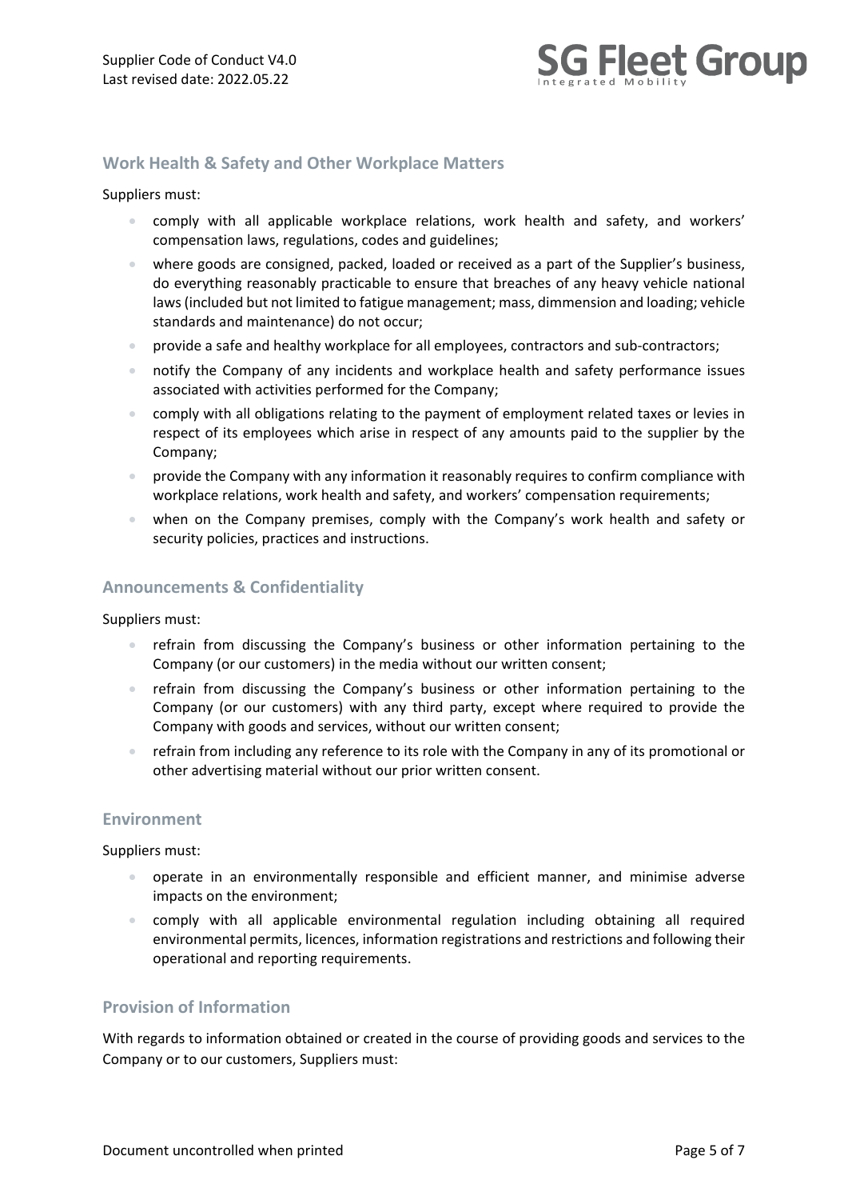## Work Health & Safety and Other Workplace Matters

Suppliers must:

- comply with all applicable workplace relations, work health and safety, and workers' compensation laws, regulations, codes and guidelines;
- where goods are consigned, packed, loaded or received as a part of the Supplier's business, do everything reasonably practicable to ensure that breaches of any heavy vehicle national laws (included but not limited to fatigue management; mass, dimmension and loading; vehicle standards and maintenance) do not occur;
- provide a safe and healthy workplace for all employees, contractors and sub-contractors;
- notify the Company of any incidents and workplace health and safety performance issues associated with activities performed for the Company;
- comply with all obligations relating to the payment of employment related taxes or levies in respect of its employees which arise in respect of any amounts paid to the supplier by the Company;
- provide the Company with any information it reasonably requires to confirm compliance with workplace relations, work health and safety, and workers' compensation requirements;
- when on the Company premises, comply with the Company's work health and safety or security policies, practices and instructions.

## Announcements & Confidentiality

Suppliers must:

- refrain from discussing the Company's business or other information pertaining to the Company (or our customers) in the media without our written consent;
- refrain from discussing the Company's business or other information pertaining to the Company (or our customers) with any third party, except where required to provide the Company with goods and services, without our written consent;
- refrain from including any reference to its role with the Company in any of its promotional or other advertising material without our prior written consent.

## Environment

Suppliers must:

- operate in an environmentally responsible and efficient manner, and minimise adverse impacts on the environment;
- comply with all applicable environmental regulation including obtaining all required environmental permits, licences, information registrations and restrictions and following their operational and reporting requirements.

## Provision of Information

With regards to information obtained or created in the course of providing goods and services to the Company or to our customers, Suppliers must: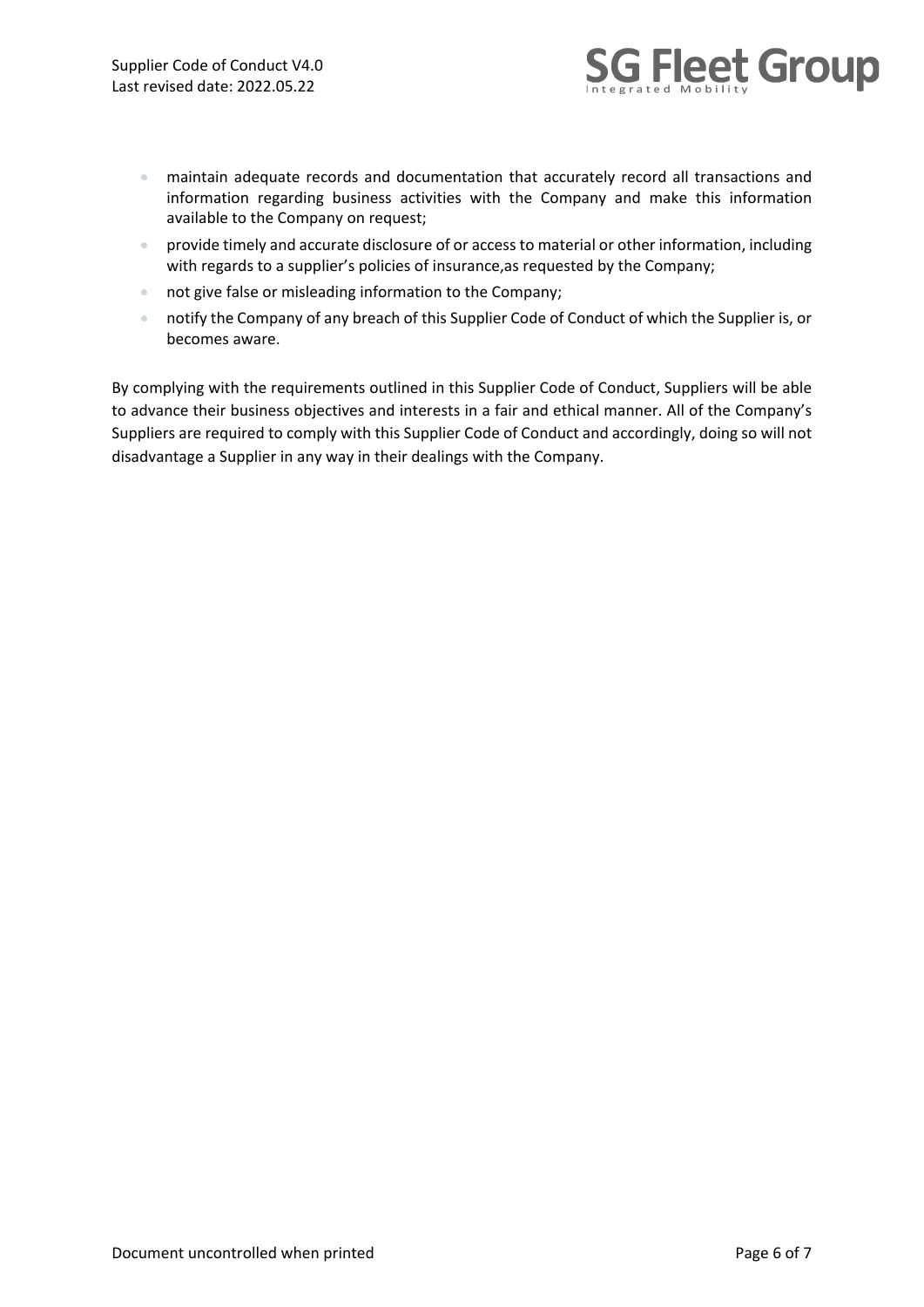- maintain adequate records and documentation that accurately record all transactions and information regarding business activities with the Company and make this information available to the Company on request;
- provide timely and accurate disclosure of or access to material or other information, including with regards to a supplier's policies of insurance,as requested by the Company;
- not give false or misleading information to the Company;
- notify the Company of any breach of this Supplier Code of Conduct of which the Supplier is, or becomes aware.

By complying with the requirements outlined in this Supplier Code of Conduct, Suppliers will be able to advance their business objectives and interests in a fair and ethical manner. All of the Company's Suppliers are required to comply with this Supplier Code of Conduct and accordingly, doing so will not disadvantage a Supplier in any way in their dealings with the Company.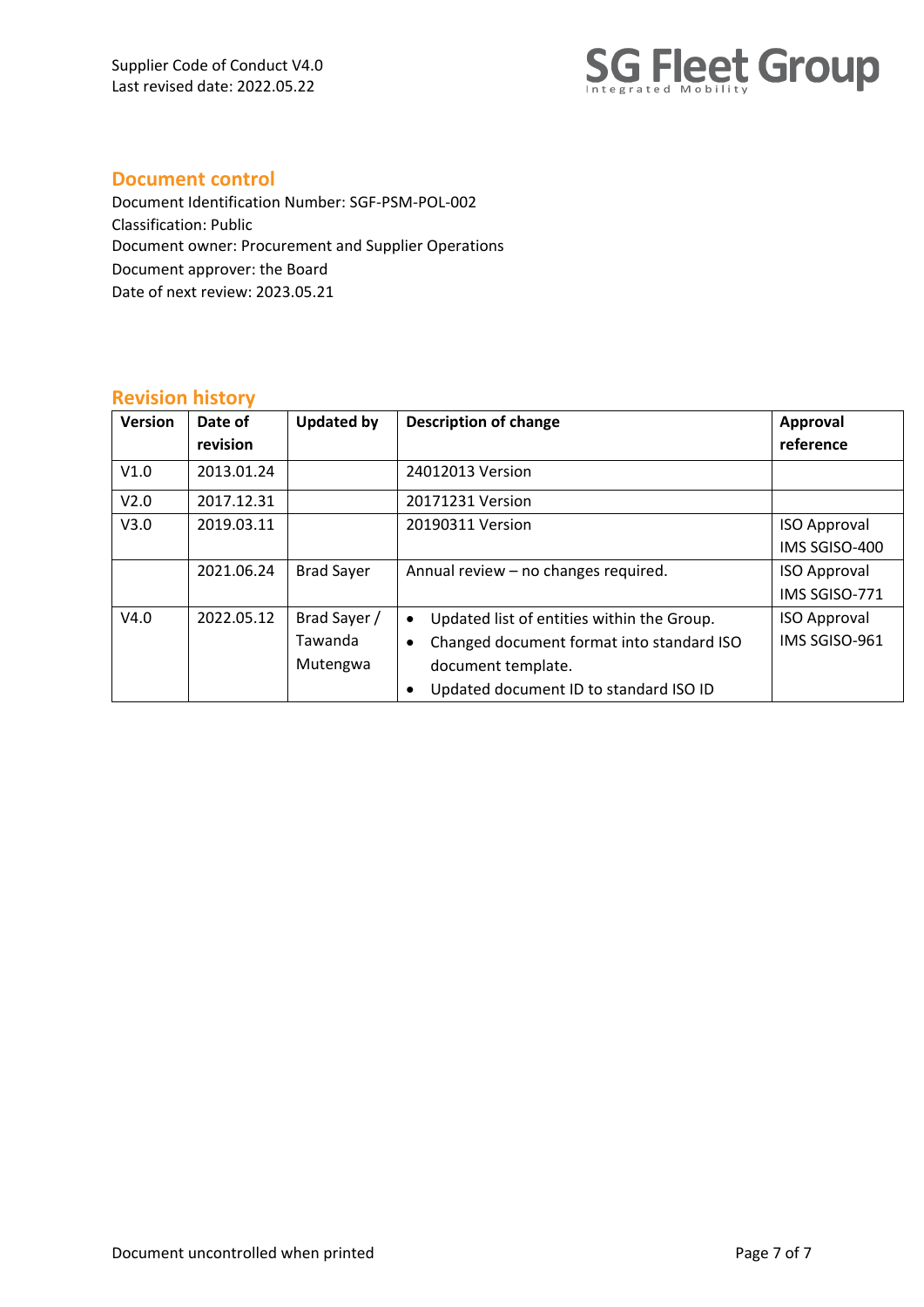## Document control

Document Identification Number: SGF-PSM-POL-002
Classification: Public
Document owner: Procurement and Supplier Operations
Document approver: the Board
Date of next review: 2023.05.21

## Revision history

| Version | Date of revision | Updated by | Description of change | Approval reference |
|---|---|---|---|---|
| V1.0 | 2013.01.24 | | 24012013 Version | |
| V2.0 | 2017.12.31 | | 20171231 Version | |
| V3.0 | 2019.03.11 | | 20190311 Version | ISO Approval IMS SGISO-400 |
| | 2021.06.24 | Brad Sayer | Annual review – no changes required. | ISO Approval IMS SGISO-771 |
| V4.0 | 2022.05.12 | Brad Sayer / Tawanda Mutengwa | • Updated list of entities within the Group. • Changed document format into standard ISO document template. • Updated document ID to standard ISO ID | ISO Approval IMS SGISO-961 |